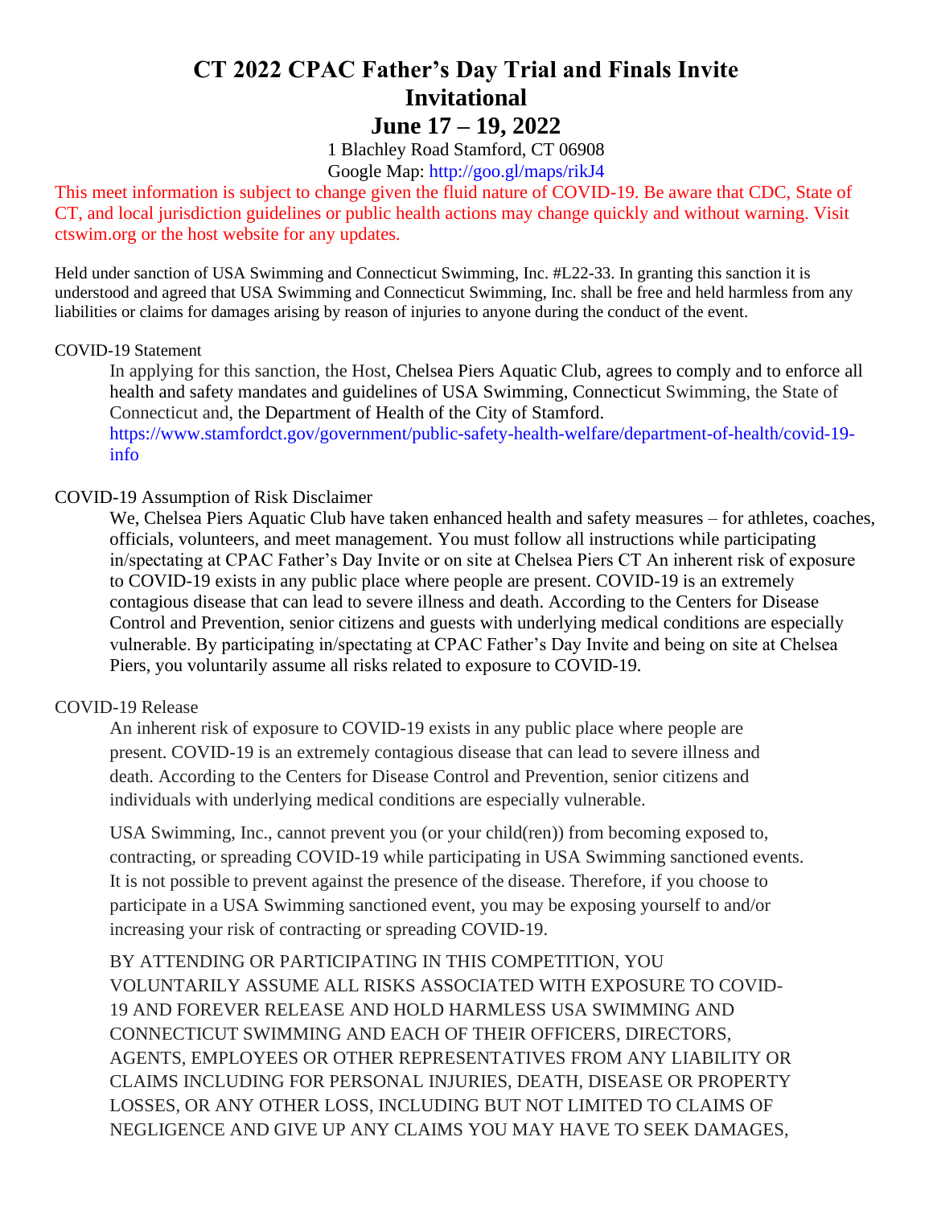# CT 2022 CPAC Father's Day Trial and Finals Invite Invitational

## June 17 – 19, 2022

1 Blachley Road Stamford, CT 06908

Google Map: http://goo.gl/maps/rikJ4

This meet information is subject to change given the fluid nature of COVID-19. Be aware that CDC, State of CT, and local jurisdiction guidelines or public health actions may change quickly and without warning. Visit ctswim.org or the host website for any updates.

Held under sanction of USA Swimming and Connecticut Swimming, Inc. #L22-33. In granting this sanction it is understood and agreed that USA Swimming and Connecticut Swimming, Inc. shall be free and held harmless from any liabilities or claims for damages arising by reason of injuries to anyone during the conduct of the event.

COVID-19 Statement

In applying for this sanction, the Host, Chelsea Piers Aquatic Club, agrees to comply and to enforce all health and safety mandates and guidelines of USA Swimming, Connecticut Swimming, the State of Connecticut and, the Department of Health of the City of Stamford. https://www.stamfordct.gov/government/public-safety-health-welfare/department-of-health/covid-19-info

COVID-19 Assumption of Risk Disclaimer

We, Chelsea Piers Aquatic Club have taken enhanced health and safety measures – for athletes, coaches, officials, volunteers, and meet management. You must follow all instructions while participating in/spectating at CPAC Father's Day Invite or on site at Chelsea Piers CT An inherent risk of exposure to COVID-19 exists in any public place where people are present. COVID-19 is an extremely contagious disease that can lead to severe illness and death. According to the Centers for Disease Control and Prevention, senior citizens and guests with underlying medical conditions are especially vulnerable. By participating in/spectating at CPAC Father's Day Invite and being on site at Chelsea Piers, you voluntarily assume all risks related to exposure to COVID-19.

COVID-19 Release

An inherent risk of exposure to COVID-19 exists in any public place where people are present. COVID-19 is an extremely contagious disease that can lead to severe illness and death. According to the Centers for Disease Control and Prevention, senior citizens and individuals with underlying medical conditions are especially vulnerable.

USA Swimming, Inc., cannot prevent you (or your child(ren)) from becoming exposed to, contracting, or spreading COVID-19 while participating in USA Swimming sanctioned events. It is not possible to prevent against the presence of the disease. Therefore, if you choose to participate in a USA Swimming sanctioned event, you may be exposing yourself to and/or increasing your risk of contracting or spreading COVID-19.

BY ATTENDING OR PARTICIPATING IN THIS COMPETITION, YOU VOLUNTARILY ASSUME ALL RISKS ASSOCIATED WITH EXPOSURE TO COVID-19 AND FOREVER RELEASE AND HOLD HARMLESS USA SWIMMING AND CONNECTICUT SWIMMING AND EACH OF THEIR OFFICERS, DIRECTORS, AGENTS, EMPLOYEES OR OTHER REPRESENTATIVES FROM ANY LIABILITY OR CLAIMS INCLUDING FOR PERSONAL INJURIES, DEATH, DISEASE OR PROPERTY LOSSES, OR ANY OTHER LOSS, INCLUDING BUT NOT LIMITED TO CLAIMS OF NEGLIGENCE AND GIVE UP ANY CLAIMS YOU MAY HAVE TO SEEK DAMAGES,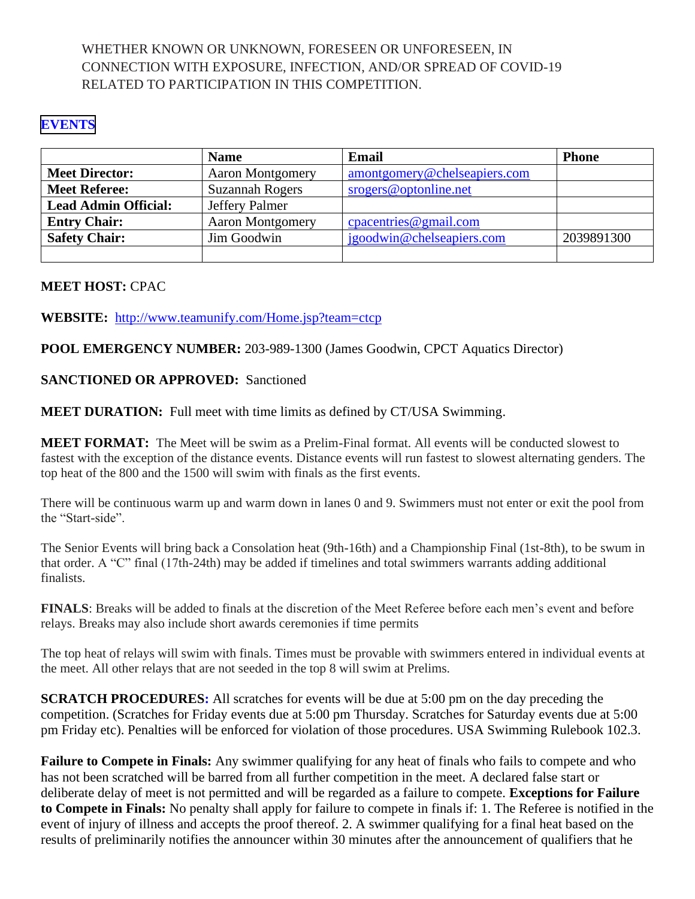WHETHER KNOWN OR UNKNOWN, FORESEEN OR UNFORESEEN, IN CONNECTION WITH EXPOSURE, INFECTION, AND/OR SPREAD OF COVID-19 RELATED TO PARTICIPATION IN THIS COMPETITION.

**EVENTS**

| | Name | Email | Phone |
|---|---|---|---|
| **Meet Director:** | Aaron Montgomery | amontgomery@chelseapiers.com | |
| **Meet Referee:** | Suzannah Rogers | srogers@optonline.net | |
| **Lead Admin Official:** | Jeffery Palmer | | |
| **Entry Chair:** | Aaron Montgomery | cpacentries@gmail.com | |
| **Safety Chair:** | Jim Goodwin | jgoodwin@chelseapiers.com | 2039891300 |
| | | | |

**MEET HOST:** CPAC

**WEBSITE:** http://www.teamunify.com/Home.jsp?team=ctcp

**POOL EMERGENCY NUMBER:** 203-989-1300 (James Goodwin, CPCT Aquatics Director)

**SANCTIONED OR APPROVED:** Sanctioned

**MEET DURATION:** Full meet with time limits as defined by CT/USA Swimming.

**MEET FORMAT:** The Meet will be swim as a Prelim-Final format. All events will be conducted slowest to fastest with the exception of the distance events. Distance events will run fastest to slowest alternating genders. The top heat of the 800 and the 1500 will swim with finals as the first events.

There will be continuous warm up and warm down in lanes 0 and 9. Swimmers must not enter or exit the pool from the "Start-side".

The Senior Events will bring back a Consolation heat (9th-16th) and a Championship Final (1st-8th), to be swum in that order. A "C" final (17th-24th) may be added if timelines and total swimmers warrants adding additional finalists.

**FINALS**: Breaks will be added to finals at the discretion of the Meet Referee before each men's event and before relays. Breaks may also include short awards ceremonies if time permits

The top heat of relays will swim with finals. Times must be provable with swimmers entered in individual events at the meet. All other relays that are not seeded in the top 8 will swim at Prelims.

**SCRATCH PROCEDURES:** All scratches for events will be due at 5:00 pm on the day preceding the competition. (Scratches for Friday events due at 5:00 pm Thursday. Scratches for Saturday events due at 5:00 pm Friday etc). Penalties will be enforced for violation of those procedures. USA Swimming Rulebook 102.3.

**Failure to Compete in Finals:** Any swimmer qualifying for any heat of finals who fails to compete and who has not been scratched will be barred from all further competition in the meet. A declared false start or deliberate delay of meet is not permitted and will be regarded as a failure to compete. **Exceptions for Failure to Compete in Finals:** No penalty shall apply for failure to compete in finals if: 1. The Referee is notified in the event of injury of illness and accepts the proof thereof. 2. A swimmer qualifying for a final heat based on the results of preliminarily notifies the announcer within 30 minutes after the announcement of qualifiers that he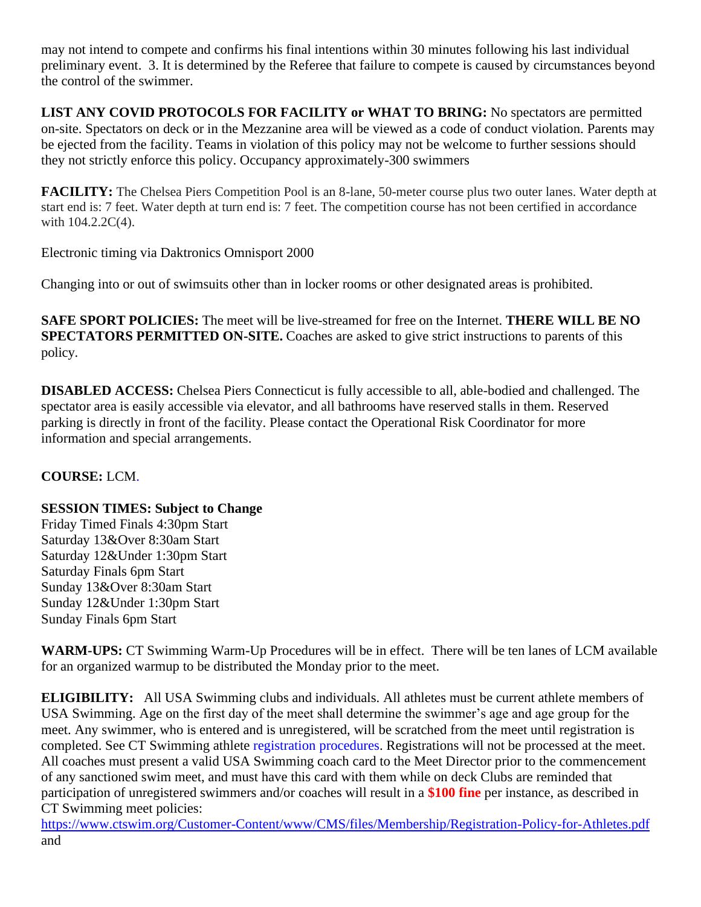may not intend to compete and confirms his final intentions within 30 minutes following his last individual preliminary event. 3. It is determined by the Referee that failure to compete is caused by circumstances beyond the control of the swimmer.

**LIST ANY COVID PROTOCOLS FOR FACILITY or WHAT TO BRING:** No spectators are permitted on-site. Spectators on deck or in the Mezzanine area will be viewed as a code of conduct violation. Parents may be ejected from the facility. Teams in violation of this policy may not be welcome to further sessions should they not strictly enforce this policy. Occupancy approximately-300 swimmers

**FACILITY:** The Chelsea Piers Competition Pool is an 8-lane, 50-meter course plus two outer lanes. Water depth at start end is: 7 feet. Water depth at turn end is: 7 feet. The competition course has not been certified in accordance with 104.2.2C(4).

Electronic timing via Daktronics Omnisport 2000

Changing into or out of swimsuits other than in locker rooms or other designated areas is prohibited.

**SAFE SPORT POLICIES:** The meet will be live-streamed for free on the Internet. **THERE WILL BE NO SPECTATORS PERMITTED ON-SITE.** Coaches are asked to give strict instructions to parents of this policy.

**DISABLED ACCESS:** Chelsea Piers Connecticut is fully accessible to all, able-bodied and challenged. The spectator area is easily accessible via elevator, and all bathrooms have reserved stalls in them. Reserved parking is directly in front of the facility. Please contact the Operational Risk Coordinator for more information and special arrangements.

**COURSE:** LCM.

**SESSION TIMES: Subject to Change**
Friday Timed Finals 4:30pm Start
Saturday 13&Over 8:30am Start
Saturday 12&Under 1:30pm Start
Saturday Finals 6pm Start
Sunday 13&Over 8:30am Start
Sunday 12&Under 1:30pm Start
Sunday Finals 6pm Start

**WARM-UPS:** CT Swimming Warm-Up Procedures will be in effect. There will be ten lanes of LCM available for an organized warmup to be distributed the Monday prior to the meet.

**ELIGIBILITY:** All USA Swimming clubs and individuals. All athletes must be current athlete members of USA Swimming. Age on the first day of the meet shall determine the swimmer's age and age group for the meet. Any swimmer, who is entered and is unregistered, will be scratched from the meet until registration is completed. See CT Swimming athlete registration procedures. Registrations will not be processed at the meet. All coaches must present a valid USA Swimming coach card to the Meet Director prior to the commencement of any sanctioned swim meet, and must have this card with them while on deck Clubs are reminded that participation of unregistered swimmers and/or coaches will result in a **$100 fine** per instance, as described in CT Swimming meet policies:
https://www.ctswim.org/Customer-Content/www/CMS/files/Membership/Registration-Policy-for-Athletes.pdf
and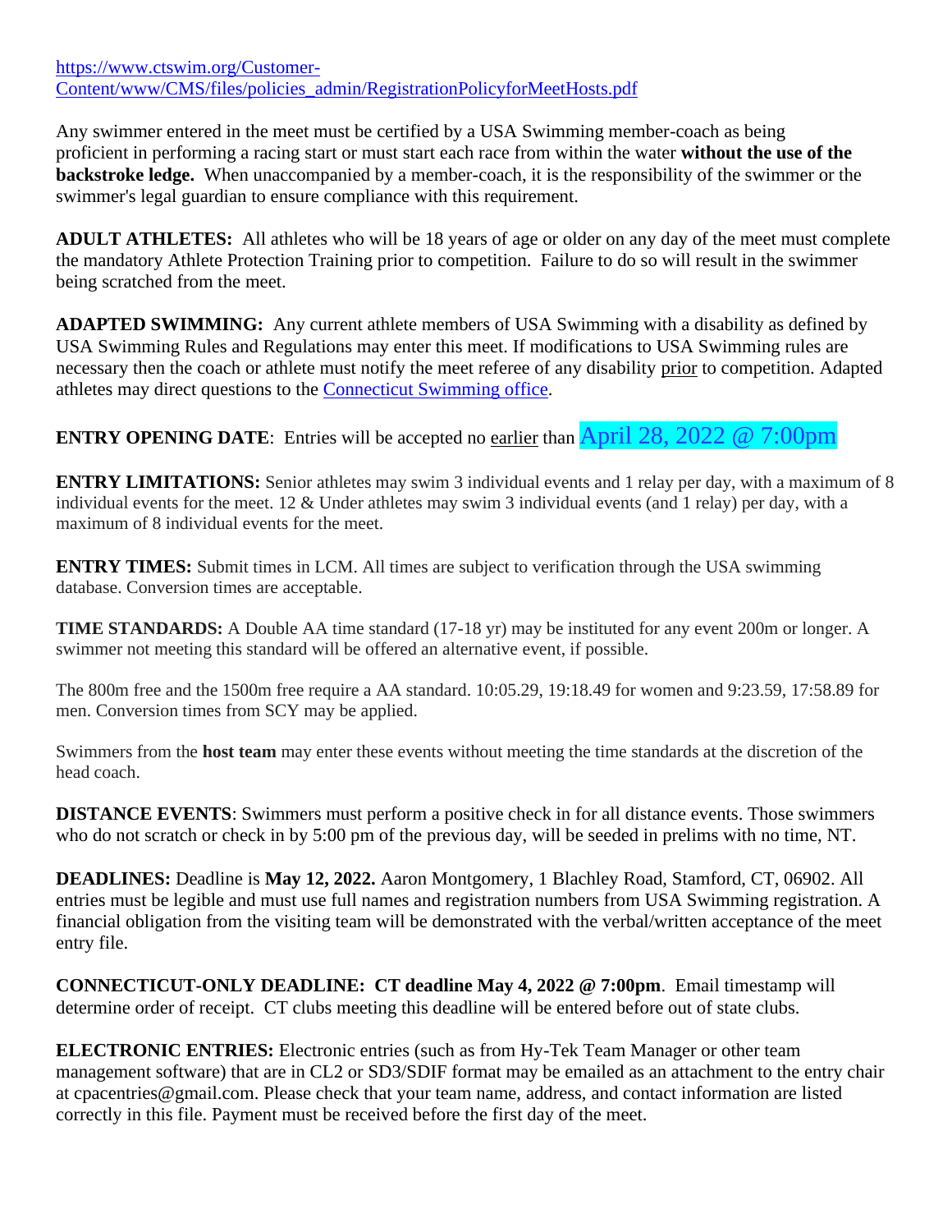https://www.ctswim.org/Customer-Content/www/CMS/files/policies_admin/RegistrationPolicyforMeetHosts.pdf

Any swimmer entered in the meet must be certified by a USA Swimming member-coach as being proficient in performing a racing start or must start each race from within the water **without the use of the backstroke ledge.** When unaccompanied by a member-coach, it is the responsibility of the swimmer or the swimmer's legal guardian to ensure compliance with this requirement.

**ADULT ATHLETES:** All athletes who will be 18 years of age or older on any day of the meet must complete the mandatory Athlete Protection Training prior to competition. Failure to do so will result in the swimmer being scratched from the meet.

**ADAPTED SWIMMING:** Any current athlete members of USA Swimming with a disability as defined by USA Swimming Rules and Regulations may enter this meet. If modifications to USA Swimming rules are necessary then the coach or athlete must notify the meet referee of any disability prior to competition. Adapted athletes may direct questions to the Connecticut Swimming office.

**ENTRY OPENING DATE**: Entries will be accepted no earlier than April 28, 2022 @ 7:00pm

**ENTRY LIMITATIONS:** Senior athletes may swim 3 individual events and 1 relay per day, with a maximum of 8 individual events for the meet. 12 & Under athletes may swim 3 individual events (and 1 relay) per day, with a maximum of 8 individual events for the meet.

**ENTRY TIMES:** Submit times in LCM. All times are subject to verification through the USA swimming database. Conversion times are acceptable.

**TIME STANDARDS:** A Double AA time standard (17-18 yr) may be instituted for any event 200m or longer. A swimmer not meeting this standard will be offered an alternative event, if possible.

The 800m free and the 1500m free require a AA standard. 10:05.29, 19:18.49 for women and 9:23.59, 17:58.89 for men. Conversion times from SCY may be applied.

Swimmers from the **host team** may enter these events without meeting the time standards at the discretion of the head coach.

**DISTANCE EVENTS**: Swimmers must perform a positive check in for all distance events. Those swimmers who do not scratch or check in by 5:00 pm of the previous day, will be seeded in prelims with no time, NT.

**DEADLINES:** Deadline is **May 12, 2022.** Aaron Montgomery, 1 Blachley Road, Stamford, CT, 06902. All entries must be legible and must use full names and registration numbers from USA Swimming registration. A financial obligation from the visiting team will be demonstrated with the verbal/written acceptance of the meet entry file.

**CONNECTICUT-ONLY DEADLINE: CT deadline May 4, 2022 @ 7:00pm**. Email timestamp will determine order of receipt. CT clubs meeting this deadline will be entered before out of state clubs.

**ELECTRONIC ENTRIES:** Electronic entries (such as from Hy-Tek Team Manager or other team management software) that are in CL2 or SD3/SDIF format may be emailed as an attachment to the entry chair at cpacentries@gmail.com. Please check that your team name, address, and contact information are listed correctly in this file. Payment must be received before the first day of the meet.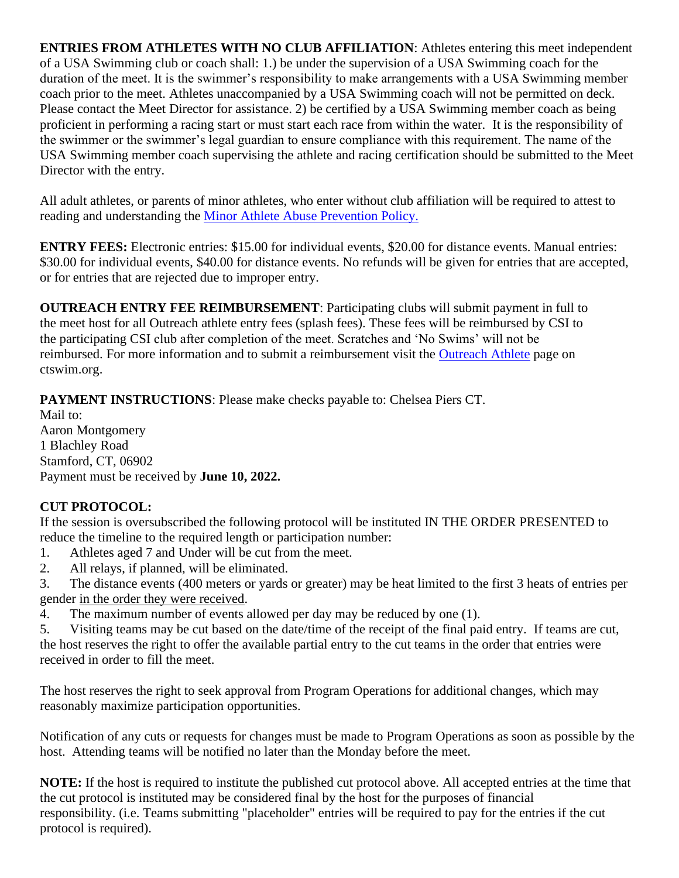**ENTRIES FROM ATHLETES WITH NO CLUB AFFILIATION**: Athletes entering this meet independent of a USA Swimming club or coach shall: 1.) be under the supervision of a USA Swimming coach for the duration of the meet. It is the swimmer's responsibility to make arrangements with a USA Swimming member coach prior to the meet. Athletes unaccompanied by a USA Swimming coach will not be permitted on deck. Please contact the Meet Director for assistance. 2) be certified by a USA Swimming member coach as being proficient in performing a racing start or must start each race from within the water. It is the responsibility of the swimmer or the swimmer's legal guardian to ensure compliance with this requirement. The name of the USA Swimming member coach supervising the athlete and racing certification should be submitted to the Meet Director with the entry.

All adult athletes, or parents of minor athletes, who enter without club affiliation will be required to attest to reading and understanding the Minor Athlete Abuse Prevention Policy.

**ENTRY FEES:** Electronic entries: $15.00 for individual events, $20.00 for distance events. Manual entries: $30.00 for individual events, $40.00 for distance events. No refunds will be given for entries that are accepted, or for entries that are rejected due to improper entry.

**OUTREACH ENTRY FEE REIMBURSEMENT**: Participating clubs will submit payment in full to the meet host for all Outreach athlete entry fees (splash fees). These fees will be reimbursed by CSI to the participating CSI club after completion of the meet. Scratches and 'No Swims' will not be reimbursed. For more information and to submit a reimbursement visit the Outreach Athlete page on ctswim.org.

**PAYMENT INSTRUCTIONS**: Please make checks payable to: Chelsea Piers CT.
Mail to:
Aaron Montgomery
1 Blachley Road
Stamford, CT, 06902
Payment must be received by **June 10, 2022.**

**CUT PROTOCOL:**
If the session is oversubscribed the following protocol will be instituted IN THE ORDER PRESENTED to reduce the timeline to the required length or participation number:

1. Athletes aged 7 and Under will be cut from the meet.
2. All relays, if planned, will be eliminated.
3. The distance events (400 meters or yards or greater) may be heat limited to the first 3 heats of entries per gender in the order they were received.
4. The maximum number of events allowed per day may be reduced by one (1).
5. Visiting teams may be cut based on the date/time of the receipt of the final paid entry. If teams are cut, the host reserves the right to offer the available partial entry to the cut teams in the order that entries were received in order to fill the meet.

The host reserves the right to seek approval from Program Operations for additional changes, which may reasonably maximize participation opportunities.

Notification of any cuts or requests for changes must be made to Program Operations as soon as possible by the host. Attending teams will be notified no later than the Monday before the meet.

**NOTE:** If the host is required to institute the published cut protocol above. All accepted entries at the time that the cut protocol is instituted may be considered final by the host for the purposes of financial responsibility. (i.e. Teams submitting "placeholder" entries will be required to pay for the entries if the cut protocol is required).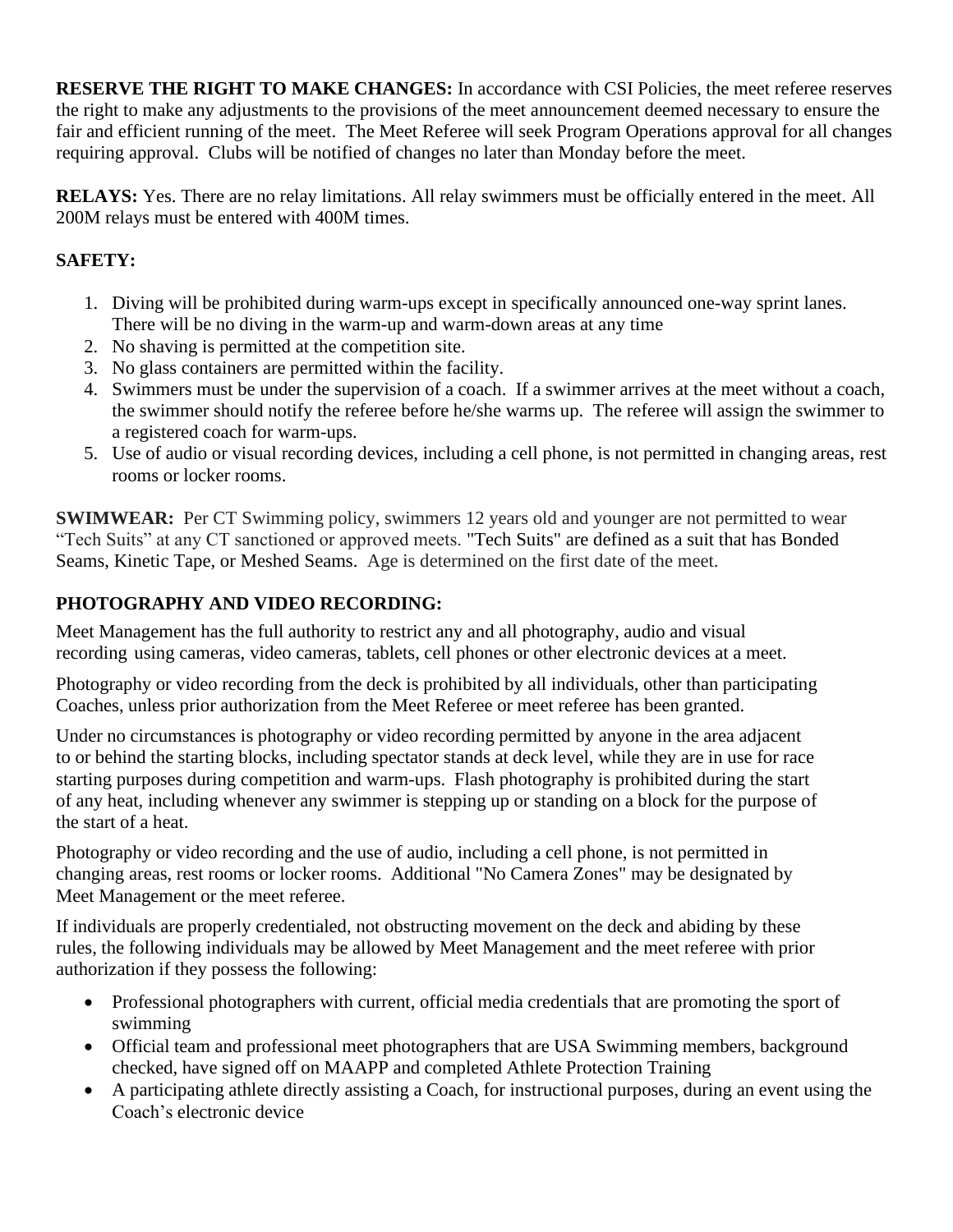**RESERVE THE RIGHT TO MAKE CHANGES:** In accordance with CSI Policies, the meet referee reserves the right to make any adjustments to the provisions of the meet announcement deemed necessary to ensure the fair and efficient running of the meet. The Meet Referee will seek Program Operations approval for all changes requiring approval. Clubs will be notified of changes no later than Monday before the meet.

**RELAYS:** Yes. There are no relay limitations. All relay swimmers must be officially entered in the meet. All 200M relays must be entered with 400M times.

**SAFETY:**

1. Diving will be prohibited during warm-ups except in specifically announced one-way sprint lanes. There will be no diving in the warm-up and warm-down areas at any time
2. No shaving is permitted at the competition site.
3. No glass containers are permitted within the facility.
4. Swimmers must be under the supervision of a coach. If a swimmer arrives at the meet without a coach, the swimmer should notify the referee before he/she warms up. The referee will assign the swimmer to a registered coach for warm-ups.
5. Use of audio or visual recording devices, including a cell phone, is not permitted in changing areas, rest rooms or locker rooms.

**SWIMWEAR:** Per CT Swimming policy, swimmers 12 years old and younger are not permitted to wear "Tech Suits" at any CT sanctioned or approved meets. "Tech Suits" are defined as a suit that has Bonded Seams, Kinetic Tape, or Meshed Seams. Age is determined on the first date of the meet.

**PHOTOGRAPHY AND VIDEO RECORDING:**

Meet Management has the full authority to restrict any and all photography, audio and visual recording using cameras, video cameras, tablets, cell phones or other electronic devices at a meet.

Photography or video recording from the deck is prohibited by all individuals, other than participating Coaches, unless prior authorization from the Meet Referee or meet referee has been granted.

Under no circumstances is photography or video recording permitted by anyone in the area adjacent to or behind the starting blocks, including spectator stands at deck level, while they are in use for race starting purposes during competition and warm-ups. Flash photography is prohibited during the start of any heat, including whenever any swimmer is stepping up or standing on a block for the purpose of the start of a heat.

Photography or video recording and the use of audio, including a cell phone, is not permitted in changing areas, rest rooms or locker rooms. Additional "No Camera Zones" may be designated by Meet Management or the meet referee.

If individuals are properly credentialed, not obstructing movement on the deck and abiding by these rules, the following individuals may be allowed by Meet Management and the meet referee with prior authorization if they possess the following:

- Professional photographers with current, official media credentials that are promoting the sport of swimming
- Official team and professional meet photographers that are USA Swimming members, background checked, have signed off on MAAPP and completed Athlete Protection Training
- A participating athlete directly assisting a Coach, for instructional purposes, during an event using the Coach's electronic device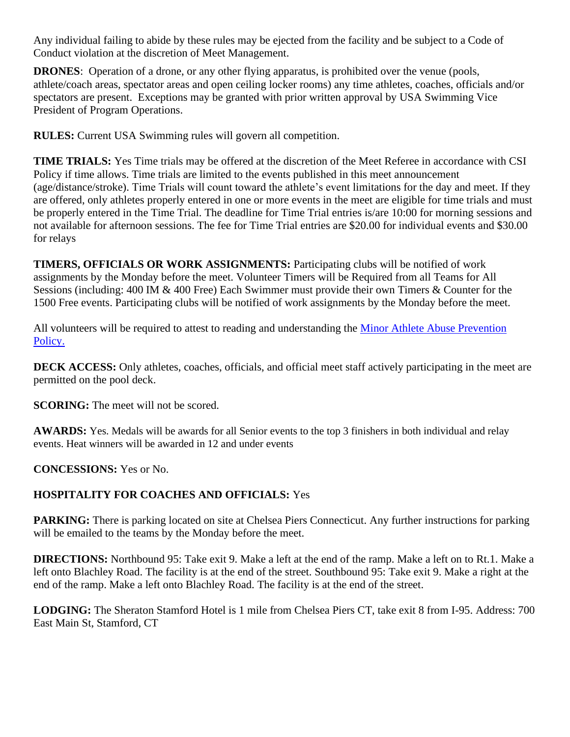Any individual failing to abide by these rules may be ejected from the facility and be subject to a Code of Conduct violation at the discretion of Meet Management.

**DRONES**: Operation of a drone, or any other flying apparatus, is prohibited over the venue (pools, athlete/coach areas, spectator areas and open ceiling locker rooms) any time athletes, coaches, officials and/or spectators are present. Exceptions may be granted with prior written approval by USA Swimming Vice President of Program Operations.

**RULES:** Current USA Swimming rules will govern all competition.

**TIME TRIALS:** Yes Time trials may be offered at the discretion of the Meet Referee in accordance with CSI Policy if time allows. Time trials are limited to the events published in this meet announcement (age/distance/stroke). Time Trials will count toward the athlete's event limitations for the day and meet. If they are offered, only athletes properly entered in one or more events in the meet are eligible for time trials and must be properly entered in the Time Trial. The deadline for Time Trial entries is/are 10:00 for morning sessions and not available for afternoon sessions. The fee for Time Trial entries are $20.00 for individual events and $30.00 for relays

**TIMERS, OFFICIALS OR WORK ASSIGNMENTS:** Participating clubs will be notified of work assignments by the Monday before the meet. Volunteer Timers will be Required from all Teams for All Sessions (including: 400 IM & 400 Free) Each Swimmer must provide their own Timers & Counter for the 1500 Free events. Participating clubs will be notified of work assignments by the Monday before the meet.

All volunteers will be required to attest to reading and understanding the Minor Athlete Abuse Prevention Policy.

**DECK ACCESS:** Only athletes, coaches, officials, and official meet staff actively participating in the meet are permitted on the pool deck.

**SCORING:** The meet will not be scored.

**AWARDS:** Yes. Medals will be awards for all Senior events to the top 3 finishers in both individual and relay events. Heat winners will be awarded in 12 and under events

**CONCESSIONS:** Yes or No.

**HOSPITALITY FOR COACHES AND OFFICIALS:** Yes

**PARKING:** There is parking located on site at Chelsea Piers Connecticut. Any further instructions for parking will be emailed to the teams by the Monday before the meet.

**DIRECTIONS:** Northbound 95: Take exit 9. Make a left at the end of the ramp. Make a left on to Rt.1. Make a left onto Blachley Road. The facility is at the end of the street. Southbound 95: Take exit 9. Make a right at the end of the ramp. Make a left onto Blachley Road. The facility is at the end of the street.

**LODGING:** The Sheraton Stamford Hotel is 1 mile from Chelsea Piers CT, take exit 8 from I-95. Address: 700 East Main St, Stamford, CT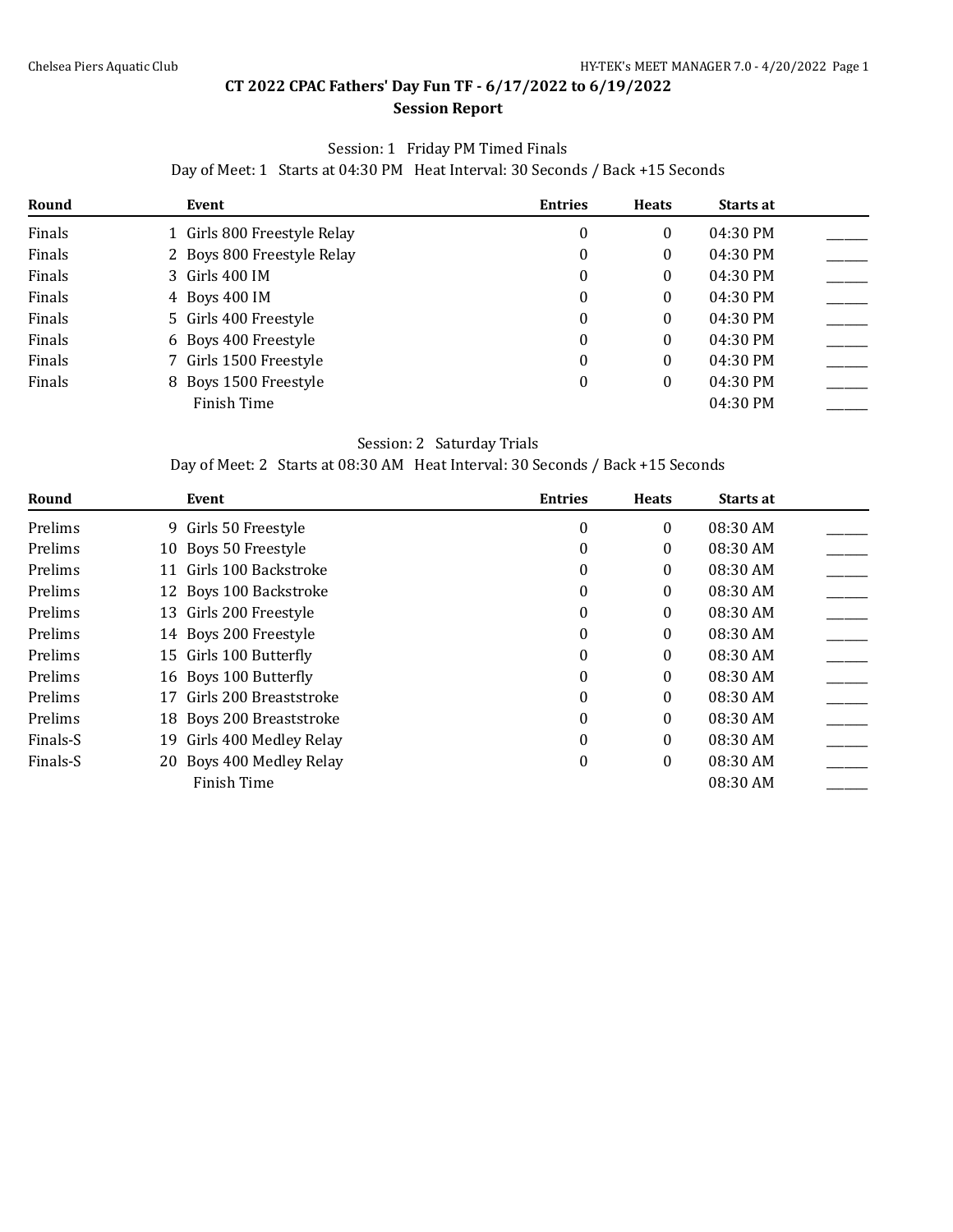# CT 2022 CPAC Fathers' Day Fun TF - 6/17/2022 to 6/19/2022

## Session Report

Session: 1 Friday PM Timed Finals

Day of Meet: 1 Starts at 04:30 PM Heat Interval: 30 Seconds / Back +15 Seconds

| Round | Event | Entries | Heats | Starts at | |
|---|---|---|---|---|---|
| Finals | 1 Girls 800 Freestyle Relay | 0 | 0 | 04:30 PM | ______ |
| Finals | 2 Boys 800 Freestyle Relay | 0 | 0 | 04:30 PM | ______ |
| Finals | 3 Girls 400 IM | 0 | 0 | 04:30 PM | ______ |
| Finals | 4 Boys 400 IM | 0 | 0 | 04:30 PM | ______ |
| Finals | 5 Girls 400 Freestyle | 0 | 0 | 04:30 PM | ______ |
| Finals | 6 Boys 400 Freestyle | 0 | 0 | 04:30 PM | ______ |
| Finals | 7 Girls 1500 Freestyle | 0 | 0 | 04:30 PM | ______ |
| Finals | 8 Boys 1500 Freestyle | 0 | 0 | 04:30 PM | ______ |
| | Finish Time | | | 04:30 PM | ______ |

Session: 2 Saturday Trials

Day of Meet: 2 Starts at 08:30 AM Heat Interval: 30 Seconds / Back +15 Seconds

| Round | Event | Entries | Heats | Starts at | |
|---|---|---|---|---|---|
| Prelims | 9 Girls 50 Freestyle | 0 | 0 | 08:30 AM | ______ |
| Prelims | 10 Boys 50 Freestyle | 0 | 0 | 08:30 AM | ______ |
| Prelims | 11 Girls 100 Backstroke | 0 | 0 | 08:30 AM | ______ |
| Prelims | 12 Boys 100 Backstroke | 0 | 0 | 08:30 AM | ______ |
| Prelims | 13 Girls 200 Freestyle | 0 | 0 | 08:30 AM | ______ |
| Prelims | 14 Boys 200 Freestyle | 0 | 0 | 08:30 AM | ______ |
| Prelims | 15 Girls 100 Butterfly | 0 | 0 | 08:30 AM | ______ |
| Prelims | 16 Boys 100 Butterfly | 0 | 0 | 08:30 AM | ______ |
| Prelims | 17 Girls 200 Breaststroke | 0 | 0 | 08:30 AM | ______ |
| Prelims | 18 Boys 200 Breaststroke | 0 | 0 | 08:30 AM | ______ |
| Finals-S | 19 Girls 400 Medley Relay | 0 | 0 | 08:30 AM | ______ |
| Finals-S | 20 Boys 400 Medley Relay | 0 | 0 | 08:30 AM | ______ |
| | Finish Time | | | 08:30 AM | ______ |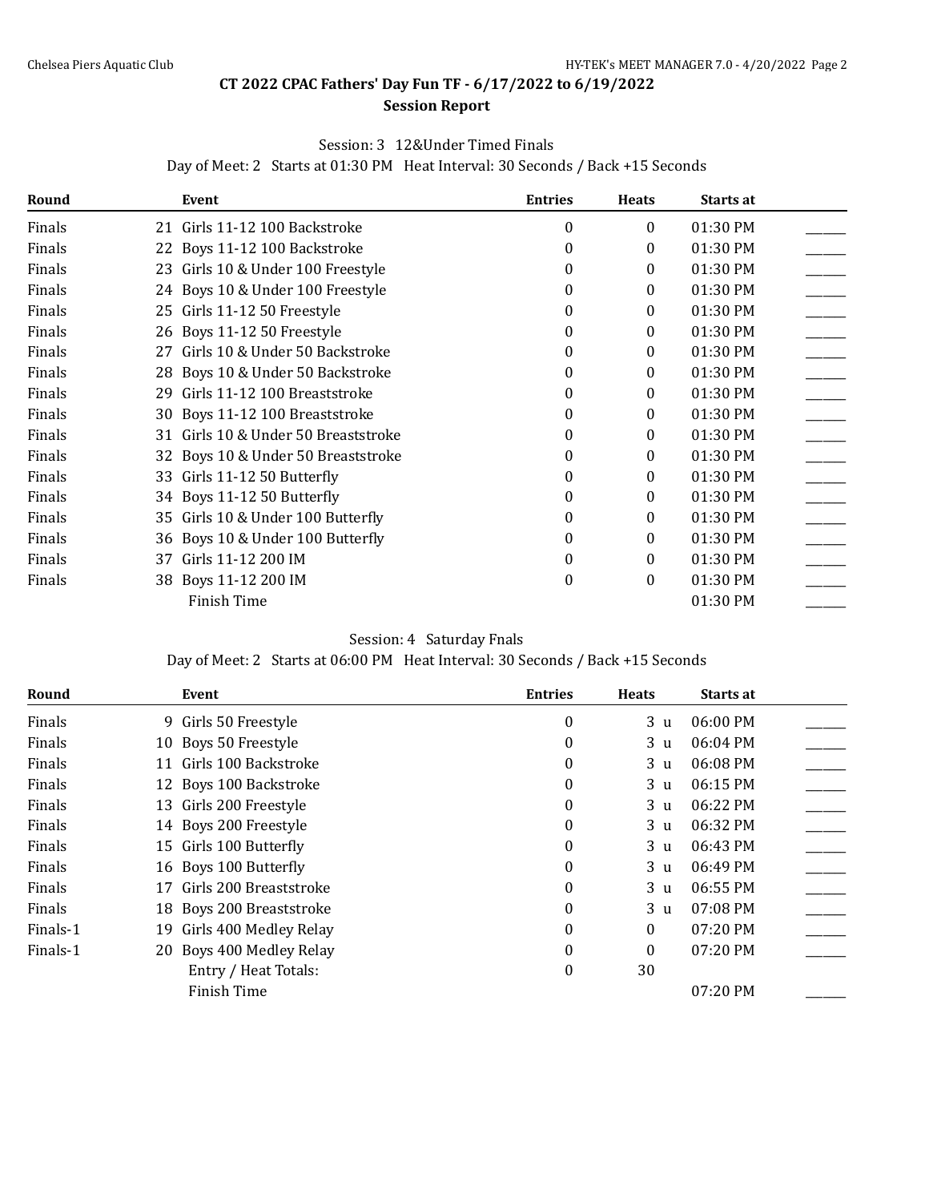## CT 2022 CPAC Fathers' Day Fun TF - 6/17/2022 to 6/19/2022

### Session Report

Session: 3   12&Under Timed Finals

Day of Meet: 2   Starts at 01:30 PM   Heat Interval: 30 Seconds / Back +15 Seconds

| Round | Event | Entries | Heats | Starts at | |
|---|---|---|---|---|---|
| Finals | 21 Girls 11-12 100 Backstroke | 0 | 0 | 01:30 PM | ______ |
| Finals | 22 Boys 11-12 100 Backstroke | 0 | 0 | 01:30 PM | ______ |
| Finals | 23 Girls 10 & Under 100 Freestyle | 0 | 0 | 01:30 PM | ______ |
| Finals | 24 Boys 10 & Under 100 Freestyle | 0 | 0 | 01:30 PM | ______ |
| Finals | 25 Girls 11-12 50 Freestyle | 0 | 0 | 01:30 PM | ______ |
| Finals | 26 Boys 11-12 50 Freestyle | 0 | 0 | 01:30 PM | ______ |
| Finals | 27 Girls 10 & Under 50 Backstroke | 0 | 0 | 01:30 PM | ______ |
| Finals | 28 Boys 10 & Under 50 Backstroke | 0 | 0 | 01:30 PM | ______ |
| Finals | 29 Girls 11-12 100 Breaststroke | 0 | 0 | 01:30 PM | ______ |
| Finals | 30 Boys 11-12 100 Breaststroke | 0 | 0 | 01:30 PM | ______ |
| Finals | 31 Girls 10 & Under 50 Breaststroke | 0 | 0 | 01:30 PM | ______ |
| Finals | 32 Boys 10 & Under 50 Breaststroke | 0 | 0 | 01:30 PM | ______ |
| Finals | 33 Girls 11-12 50 Butterfly | 0 | 0 | 01:30 PM | ______ |
| Finals | 34 Boys 11-12 50 Butterfly | 0 | 0 | 01:30 PM | ______ |
| Finals | 35 Girls 10 & Under 100 Butterfly | 0 | 0 | 01:30 PM | ______ |
| Finals | 36 Boys 10 & Under 100 Butterfly | 0 | 0 | 01:30 PM | ______ |
| Finals | 37 Girls 11-12 200 IM | 0 | 0 | 01:30 PM | ______ |
| Finals | 38 Boys 11-12 200 IM | 0 | 0 | 01:30 PM | ______ |
| | Finish Time | | | 01:30 PM | ______ |

Session: 4   Saturday Fnals

Day of Meet: 2   Starts at 06:00 PM   Heat Interval: 30 Seconds / Back +15 Seconds

| Round | Event | Entries | Heats | Starts at | |
|---|---|---|---|---|---|
| Finals | 9 Girls 50 Freestyle | 0 | 3 u | 06:00 PM | ______ |
| Finals | 10 Boys 50 Freestyle | 0 | 3 u | 06:04 PM | ______ |
| Finals | 11 Girls 100 Backstroke | 0 | 3 u | 06:08 PM | ______ |
| Finals | 12 Boys 100 Backstroke | 0 | 3 u | 06:15 PM | ______ |
| Finals | 13 Girls 200 Freestyle | 0 | 3 u | 06:22 PM | ______ |
| Finals | 14 Boys 200 Freestyle | 0 | 3 u | 06:32 PM | ______ |
| Finals | 15 Girls 100 Butterfly | 0 | 3 u | 06:43 PM | ______ |
| Finals | 16 Boys 100 Butterfly | 0 | 3 u | 06:49 PM | ______ |
| Finals | 17 Girls 200 Breaststroke | 0 | 3 u | 06:55 PM | ______ |
| Finals | 18 Boys 200 Breaststroke | 0 | 3 u | 07:08 PM | ______ |
| Finals-1 | 19 Girls 400 Medley Relay | 0 | 0 | 07:20 PM | ______ |
| Finals-1 | 20 Boys 400 Medley Relay | 0 | 0 | 07:20 PM | ______ |
| | Entry / Heat Totals: | 0 | 30 | | |
| | Finish Time | | | 07:20 PM | ______ |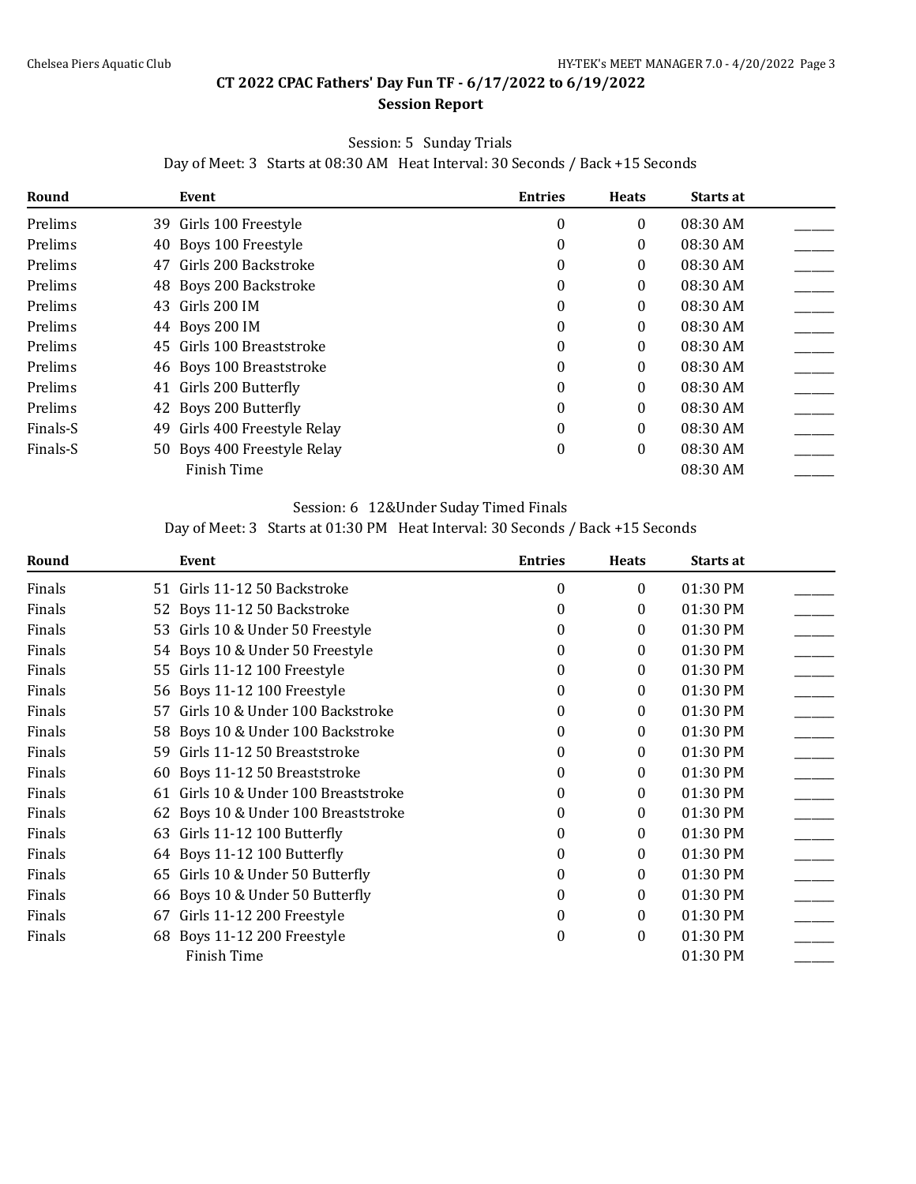## CT 2022 CPAC Fathers' Day Fun TF - 6/17/2022 to 6/19/2022

### Session Report

Session: 5 Sunday Trials

Day of Meet: 3 Starts at 08:30 AM Heat Interval: 30 Seconds / Back +15 Seconds

| Round | Event | Entries | Heats | Starts at | |
|---|---|---|---|---|---|
| Prelims | 39 Girls 100 Freestyle | 0 | 0 | 08:30 AM | ______ |
| Prelims | 40 Boys 100 Freestyle | 0 | 0 | 08:30 AM | ______ |
| Prelims | 47 Girls 200 Backstroke | 0 | 0 | 08:30 AM | ______ |
| Prelims | 48 Boys 200 Backstroke | 0 | 0 | 08:30 AM | ______ |
| Prelims | 43 Girls 200 IM | 0 | 0 | 08:30 AM | ______ |
| Prelims | 44 Boys 200 IM | 0 | 0 | 08:30 AM | ______ |
| Prelims | 45 Girls 100 Breaststroke | 0 | 0 | 08:30 AM | ______ |
| Prelims | 46 Boys 100 Breaststroke | 0 | 0 | 08:30 AM | ______ |
| Prelims | 41 Girls 200 Butterfly | 0 | 0 | 08:30 AM | ______ |
| Prelims | 42 Boys 200 Butterfly | 0 | 0 | 08:30 AM | ______ |
| Finals-S | 49 Girls 400 Freestyle Relay | 0 | 0 | 08:30 AM | ______ |
| Finals-S | 50 Boys 400 Freestyle Relay | 0 | 0 | 08:30 AM | ______ |
| | Finish Time | | | 08:30 AM | ______ |

Session: 6 12&Under Suday Timed Finals

Day of Meet: 3 Starts at 01:30 PM Heat Interval: 30 Seconds / Back +15 Seconds

| Round | Event | Entries | Heats | Starts at | |
|---|---|---|---|---|---|
| Finals | 51 Girls 11-12 50 Backstroke | 0 | 0 | 01:30 PM | ______ |
| Finals | 52 Boys 11-12 50 Backstroke | 0 | 0 | 01:30 PM | ______ |
| Finals | 53 Girls 10 & Under 50 Freestyle | 0 | 0 | 01:30 PM | ______ |
| Finals | 54 Boys 10 & Under 50 Freestyle | 0 | 0 | 01:30 PM | ______ |
| Finals | 55 Girls 11-12 100 Freestyle | 0 | 0 | 01:30 PM | ______ |
| Finals | 56 Boys 11-12 100 Freestyle | 0 | 0 | 01:30 PM | ______ |
| Finals | 57 Girls 10 & Under 100 Backstroke | 0 | 0 | 01:30 PM | ______ |
| Finals | 58 Boys 10 & Under 100 Backstroke | 0 | 0 | 01:30 PM | ______ |
| Finals | 59 Girls 11-12 50 Breaststroke | 0 | 0 | 01:30 PM | ______ |
| Finals | 60 Boys 11-12 50 Breaststroke | 0 | 0 | 01:30 PM | ______ |
| Finals | 61 Girls 10 & Under 100 Breaststroke | 0 | 0 | 01:30 PM | ______ |
| Finals | 62 Boys 10 & Under 100 Breaststroke | 0 | 0 | 01:30 PM | ______ |
| Finals | 63 Girls 11-12 100 Butterfly | 0 | 0 | 01:30 PM | ______ |
| Finals | 64 Boys 11-12 100 Butterfly | 0 | 0 | 01:30 PM | ______ |
| Finals | 65 Girls 10 & Under 50 Butterfly | 0 | 0 | 01:30 PM | ______ |
| Finals | 66 Boys 10 & Under 50 Butterfly | 0 | 0 | 01:30 PM | ______ |
| Finals | 67 Girls 11-12 200 Freestyle | 0 | 0 | 01:30 PM | ______ |
| Finals | 68 Boys 11-12 200 Freestyle | 0 | 0 | 01:30 PM | ______ |
| | Finish Time | | | 01:30 PM | ______ |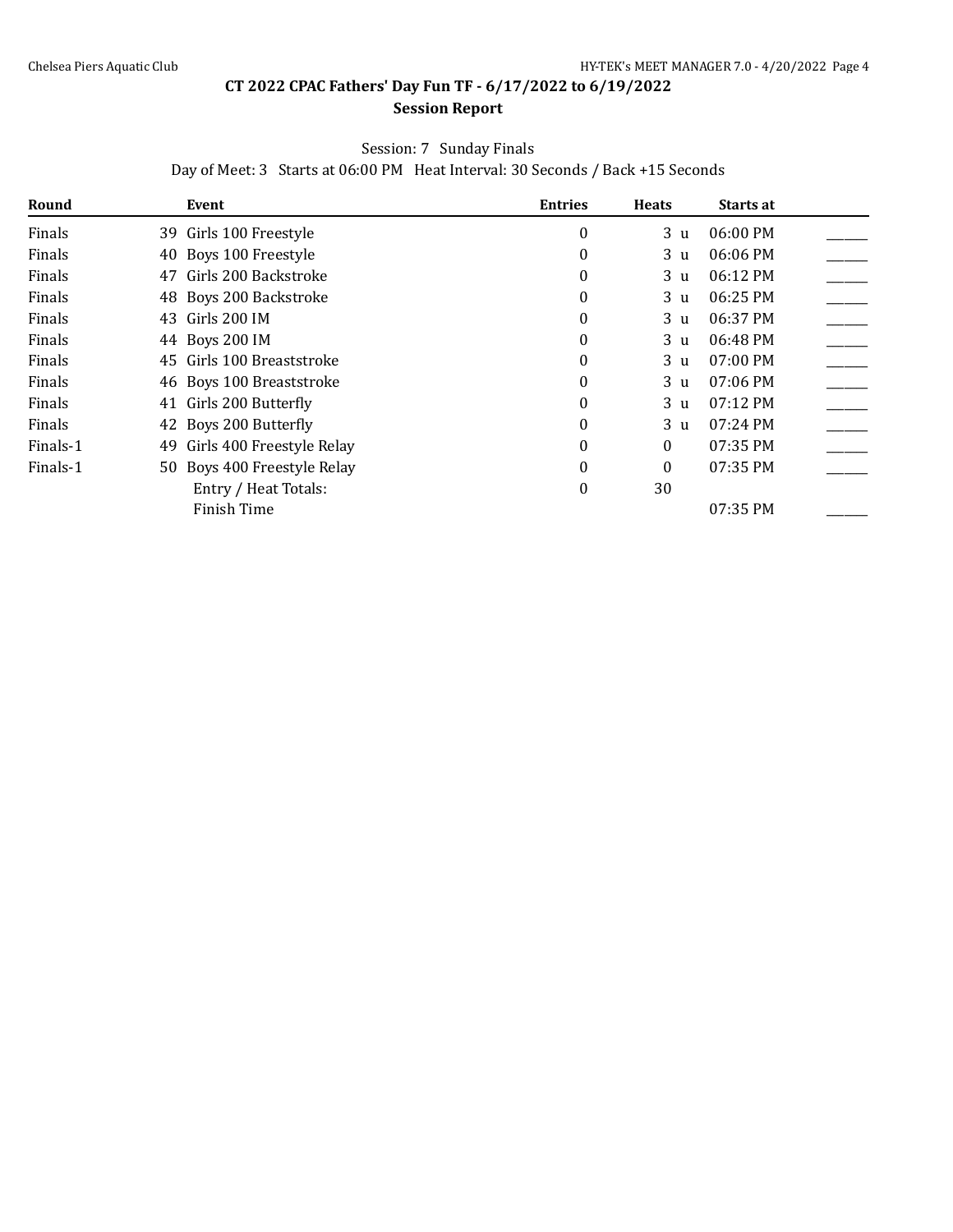## CT 2022 CPAC Fathers' Day Fun TF - 6/17/2022 to 6/19/2022

### Session Report

Session: 7 Sunday Finals

Day of Meet: 3 Starts at 06:00 PM Heat Interval: 30 Seconds / Back +15 Seconds

| Round | | Event | Entries | Heats | | Starts at | |
|---|---|---|---|---|---|---|---|
| Finals | 39 | Girls 100 Freestyle | 0 | 3 | u | 06:00 PM | ______ |
| Finals | 40 | Boys 100 Freestyle | 0 | 3 | u | 06:06 PM | ______ |
| Finals | 47 | Girls 200 Backstroke | 0 | 3 | u | 06:12 PM | ______ |
| Finals | 48 | Boys 200 Backstroke | 0 | 3 | u | 06:25 PM | ______ |
| Finals | 43 | Girls 200 IM | 0 | 3 | u | 06:37 PM | ______ |
| Finals | 44 | Boys 200 IM | 0 | 3 | u | 06:48 PM | ______ |
| Finals | 45 | Girls 100 Breaststroke | 0 | 3 | u | 07:00 PM | ______ |
| Finals | 46 | Boys 100 Breaststroke | 0 | 3 | u | 07:06 PM | ______ |
| Finals | 41 | Girls 200 Butterfly | 0 | 3 | u | 07:12 PM | ______ |
| Finals | 42 | Boys 200 Butterfly | 0 | 3 | u | 07:24 PM | ______ |
| Finals-1 | 49 | Girls 400 Freestyle Relay | 0 | 0 | | 07:35 PM | ______ |
| Finals-1 | 50 | Boys 400 Freestyle Relay | 0 | 0 | | 07:35 PM | ______ |
| | | Entry / Heat Totals: | 0 | 30 | | | |
| | | Finish Time | | | | 07:35 PM | ______ |